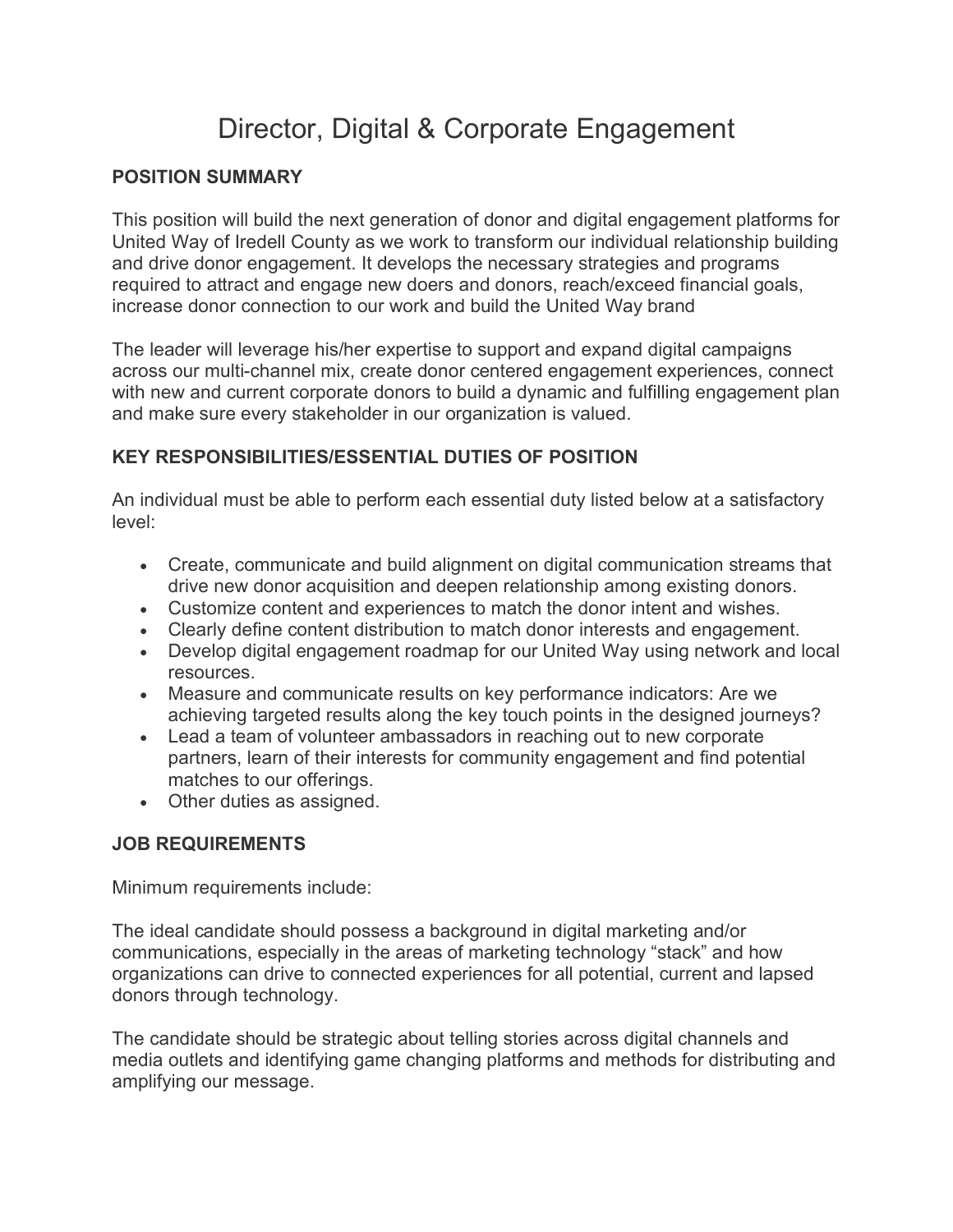# Director, Digital & Corporate Engagement

## POSITION SUMMARY

This position will build the next generation of donor and digital engagement platforms for United Way of Iredell County as we work to transform our individual relationship building and drive donor engagement. It develops the necessary strategies and programs required to attract and engage new doers and donors, reach/exceed financial goals, increase donor connection to our work and build the United Way brand

The leader will leverage his/her expertise to support and expand digital campaigns across our multi-channel mix, create donor centered engagement experiences, connect with new and current corporate donors to build a dynamic and fulfilling engagement plan and make sure every stakeholder in our organization is valued.

## KEY RESPONSIBILITIES/ESSENTIAL DUTIES OF POSITION

An individual must be able to perform each essential duty listed below at a satisfactory level:

- Create, communicate and build alignment on digital communication streams that drive new donor acquisition and deepen relationship among existing donors.
- Customize content and experiences to match the donor intent and wishes.
- Clearly define content distribution to match donor interests and engagement.
- Develop digital engagement roadmap for our United Way using network and local resources.
- Measure and communicate results on key performance indicators: Are we achieving targeted results along the key touch points in the designed journeys?
- Lead a team of volunteer ambassadors in reaching out to new corporate partners, learn of their interests for community engagement and find potential matches to our offerings.
- Other duties as assigned.

## JOB REQUIREMENTS

Minimum requirements include:

The ideal candidate should possess a background in digital marketing and/or communications, especially in the areas of marketing technology “stack” and how organizations can drive to connected experiences for all potential, current and lapsed donors through technology.

The candidate should be strategic about telling stories across digital channels and media outlets and identifying game changing platforms and methods for distributing and amplifying our message.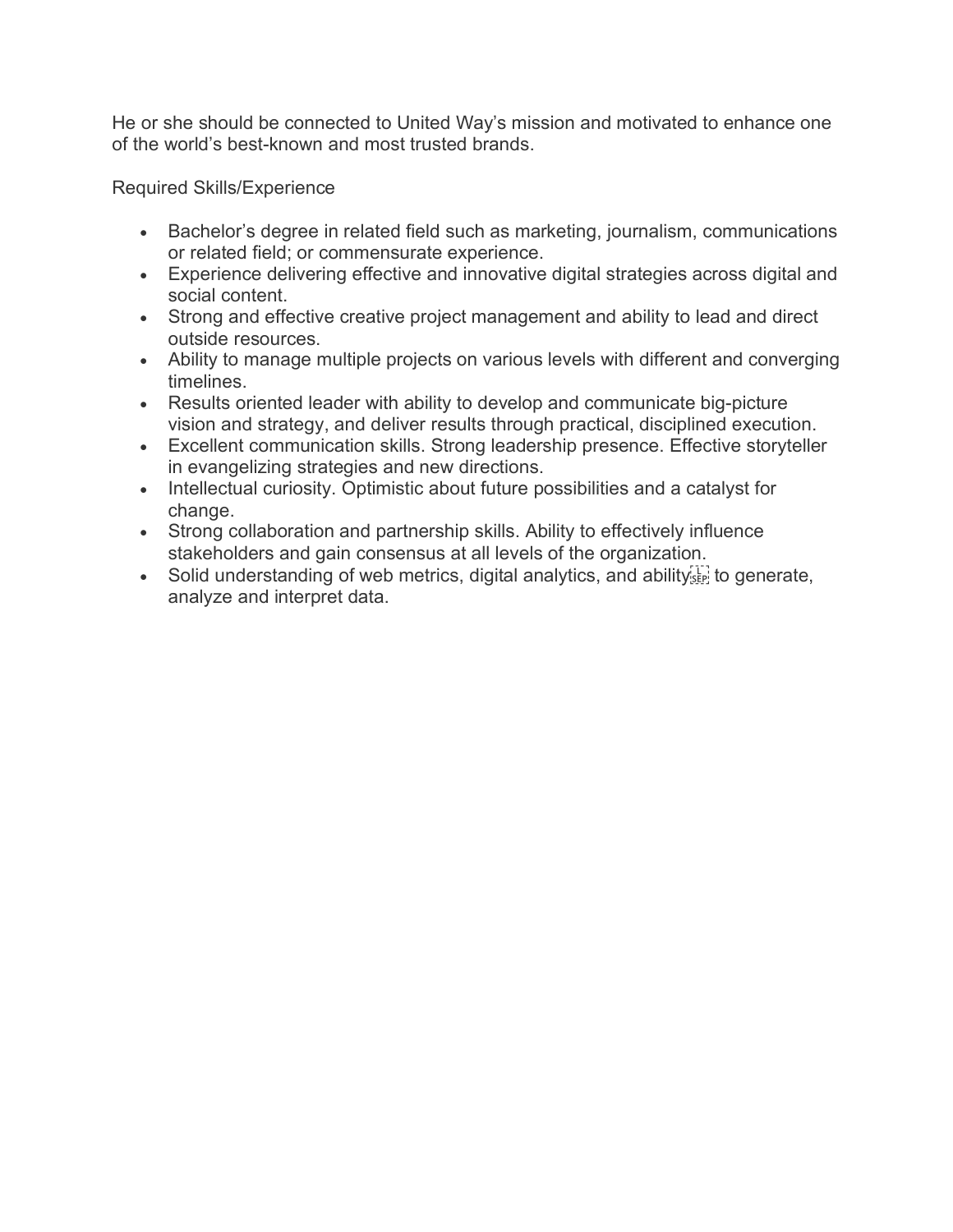He or she should be connected to United Way's mission and motivated to enhance one of the world's best-known and most trusted brands.

Required Skills/Experience

- Bachelor's degree in related field such as marketing, journalism, communications or related field; or commensurate experience.
- Experience delivering effective and innovative digital strategies across digital and social content.
- Strong and effective creative project management and ability to lead and direct outside resources.
- Ability to manage multiple projects on various levels with different and converging timelines.
- Results oriented leader with ability to develop and communicate big-picture vision and strategy, and deliver results through practical, disciplined execution.
- Excellent communication skills. Strong leadership presence. Effective storyteller in evangelizing strategies and new directions.
- Intellectual curiosity. Optimistic about future possibilities and a catalyst for change.
- Strong collaboration and partnership skills. Ability to effectively influence stakeholders and gain consensus at all levels of the organization.
- Solid understanding of web metrics, digital analytics, and ability to generate, analyze and interpret data.